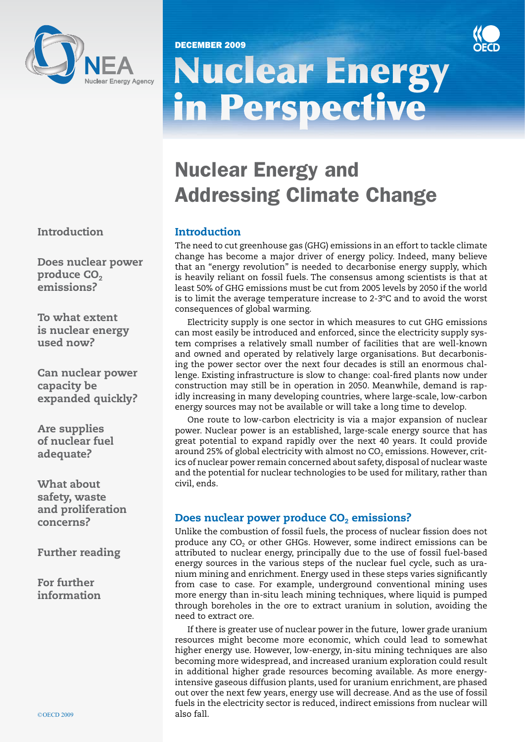DECEMBER 2009

# Nuclear Energy in Perspective

## Nuclear Energy and Addressing Climate Change

- Introduction
- Does nuclear power produce $CO_2$ emissions?
- To what extent is nuclear energy used now?
- Can nuclear power capacity be expanded quickly?
- Are supplies of nuclear fuel adequate?
- What about safety, waste and proliferation concerns?
- Further reading
- For further information

### Introduction

The need to cut greenhouse gas (GHG) emissions in an effort to tackle climate change has become a major driver of energy policy. Indeed, many believe that an "energy revolution" is needed to decarbonise energy supply, which is heavily reliant on fossil fuels. The consensus among scientists is that at least 50% of GHG emissions must be cut from 2005 levels by 2050 if the world is to limit the average temperature increase to 2-3°C and to avoid the worst consequences of global warming.

Electricity supply is one sector in which measures to cut GHG emissions can most easily be introduced and enforced, since the electricity supply system comprises a relatively small number of facilities that are well-known and owned and operated by relatively large organisations. But decarbonising the power sector over the next four decades is still an enormous challenge. Existing infrastructure is slow to change: coal-fired plants now under construction may still be in operation in 2050. Meanwhile, demand is rapidly increasing in many developing countries, where large-scale, low-carbon energy sources may not be available or will take a long time to develop.

One route to low-carbon electricity is via a major expansion of nuclear power. Nuclear power is an established, large-scale energy source that has great potential to expand rapidly over the next 40 years. It could provide around 25% of global electricity with almost no $CO_2$ emissions. However, critics of nuclear power remain concerned about safety, disposal of nuclear waste and the potential for nuclear technologies to be used for military, rather than civil, ends.

### Does nuclear power produce $CO_2$ emissions?

Unlike the combustion of fossil fuels, the process of nuclear fission does not produce any $CO_2$ or other GHGs. However, some indirect emissions can be attributed to nuclear energy, principally due to the use of fossil fuel-based energy sources in the various steps of the nuclear fuel cycle, such as uranium mining and enrichment. Energy used in these steps varies significantly from case to case. For example, underground conventional mining uses more energy than in-situ leach mining techniques, where liquid is pumped through boreholes in the ore to extract uranium in solution, avoiding the need to extract ore.

If there is greater use of nuclear power in the future, lower grade uranium resources might become more economic, which could lead to somewhat higher energy use. However, low-energy, in-situ mining techniques are also becoming more widespread, and increased uranium exploration could result in additional higher grade resources becoming available. As more energy-intensive gaseous diffusion plants, used for uranium enrichment, are phased out over the next few years, energy use will decrease. And as the use of fossil fuels in the electricity sector is reduced, indirect emissions from nuclear will also fall.

©OECD 2009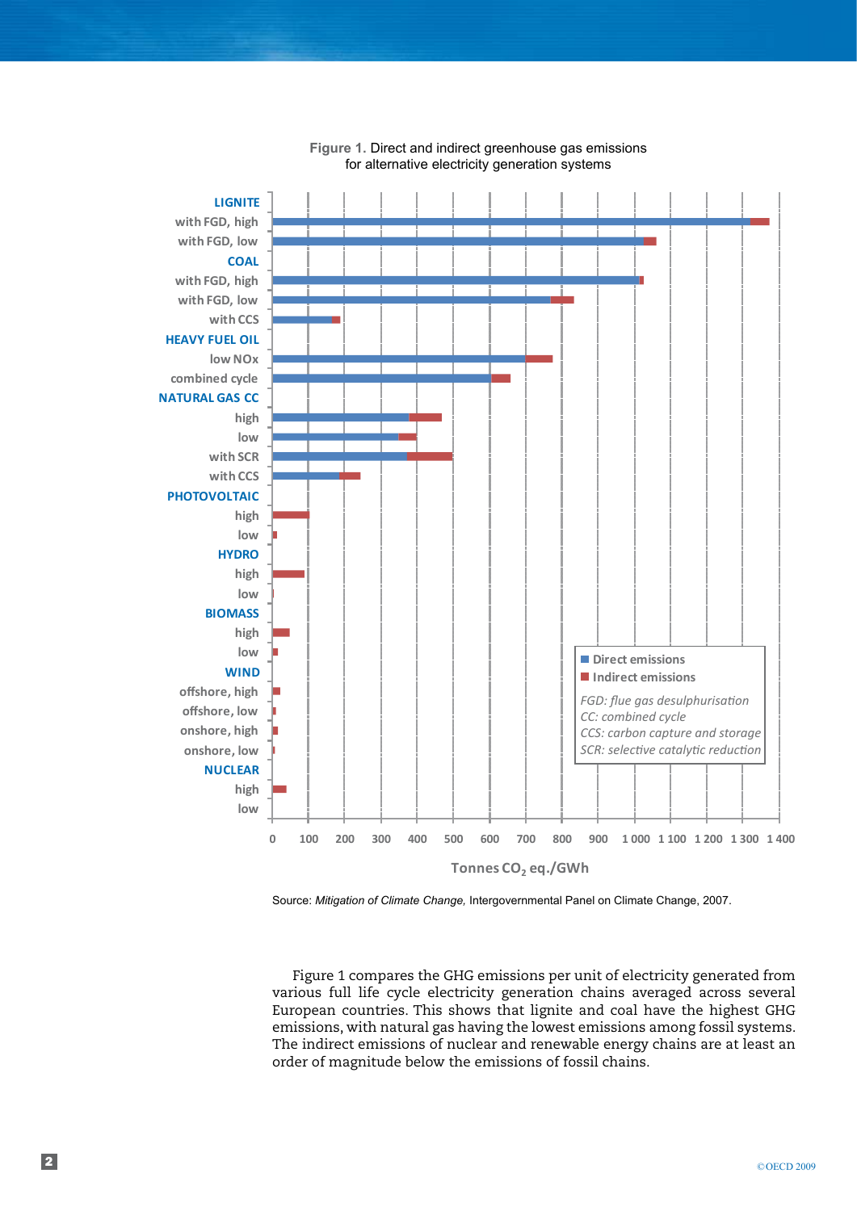**Figure 1.** Direct and indirect greenhouse gas emissions for alternative electricity generation systems

| | Direct emissions | Indirect emissions |
|---|---|---|
| **LIGNITE** | | |
| with FGD, high | | |
| with FGD, low | | |
| **COAL** | | |
| with FGD, high | | |
| with FGD, low | | |
| with CCS | | |
| **HEAVY FUEL OIL** | | |
| low NOx | | |
| combined cycle | | |
| **NATURAL GAS CC** | | |
| high | | |
| low | | |
| with SCR | | |
| with CCS | | |
| **PHOTOVOLTAIC** | | |
| high | | |
| low | | |
| **HYDRO** | | |
| high | | |
| low | | |
| **BIOMASS** | | |
| high | | |
| low | | |
| **WIND** | | |
| offshore, high | | |
| offshore, low | | |
| onshore, high | | |
| onshore, low | | |
| **NUCLEAR** | | |
| high | | |
| low | | |

Tonnes $CO_2$ eq./GWh (axis: 0 – 1 400)

*FGD: flue gas desulphurisation*
*CC: combined cycle*
*CCS: carbon capture and storage*
*SCR: selective catalytic reduction*

Source: *Mitigation of Climate Change,* Intergovernmental Panel on Climate Change, 2007.

Figure 1 compares the GHG emissions per unit of electricity generated from various full life cycle electricity generation chains averaged across several European countries. This shows that lignite and coal have the highest GHG emissions, with natural gas having the lowest emissions among fossil systems. The indirect emissions of nuclear and renewable energy chains are at least an order of magnitude below the emissions of fossil chains.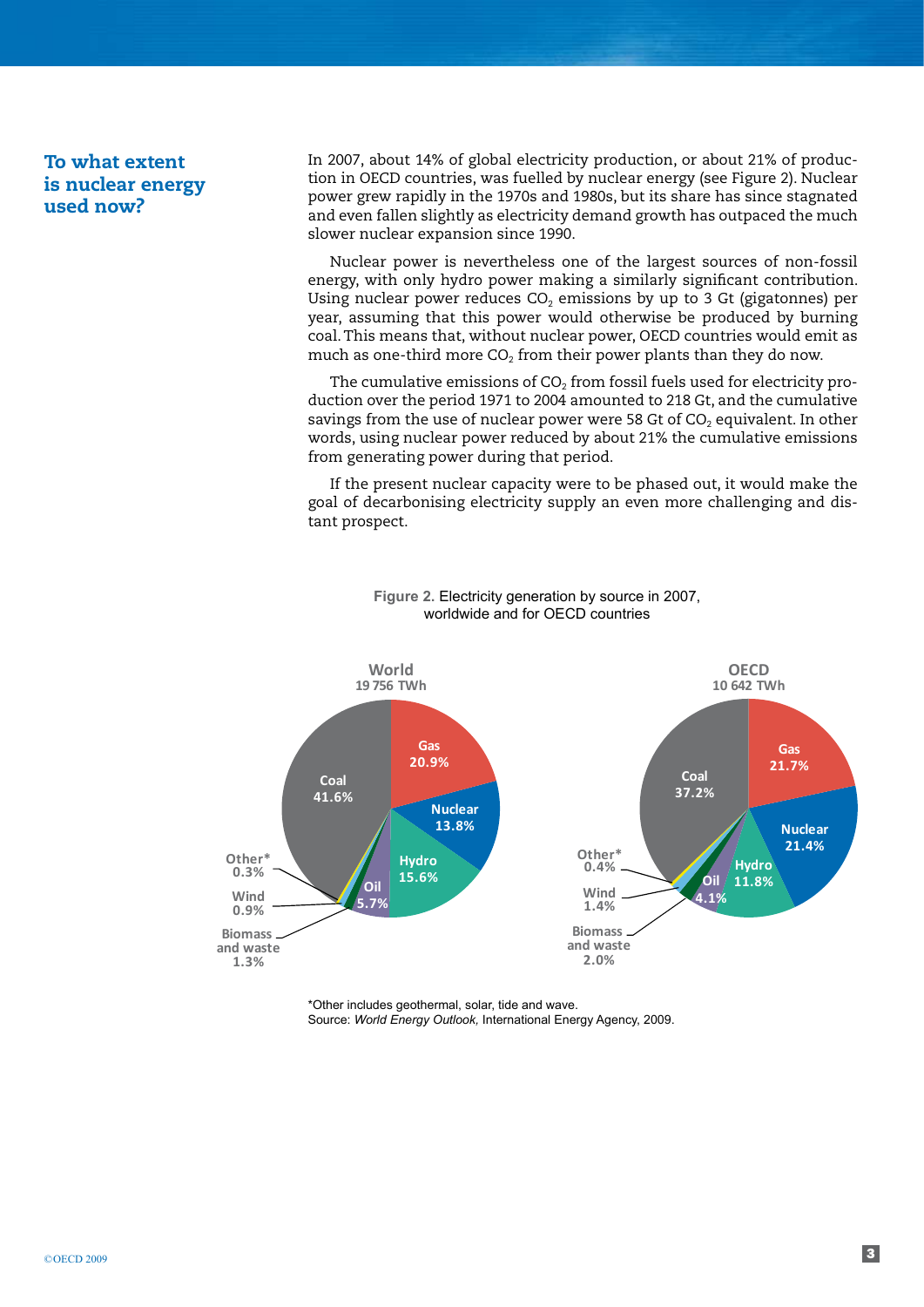## To what extent is nuclear energy used now?

In 2007, about 14% of global electricity production, or about 21% of production in OECD countries, was fuelled by nuclear energy (see Figure 2). Nuclear power grew rapidly in the 1970s and 1980s, but its share has since stagnated and even fallen slightly as electricity demand growth has outpaced the much slower nuclear expansion since 1990.

Nuclear power is nevertheless one of the largest sources of non-fossil energy, with only hydro power making a similarly significant contribution. Using nuclear power reduces $CO_2$ emissions by up to 3 Gt (gigatonnes) per year, assuming that this power would otherwise be produced by burning coal. This means that, without nuclear power, OECD countries would emit as much as one-third more $CO_2$ from their power plants than they do now.

The cumulative emissions of $CO_2$ from fossil fuels used for electricity production over the period 1971 to 2004 amounted to 218 Gt, and the cumulative savings from the use of nuclear power were 58 Gt of $CO_2$ equivalent. In other words, using nuclear power reduced by about 21% the cumulative emissions from generating power during that period.

If the present nuclear capacity were to be phased out, it would make the goal of decarbonising electricity supply an even more challenging and distant prospect.

**Figure 2.** Electricity generation by source in 2007, worldwide and for OECD countries

World
19 756 TWh
Gas 20.9%
Nuclear 13.8%
Hydro 15.6%
Oil 5.7%
Biomass and waste 1.3%
Wind 0.9%
Other* 0.3%
Coal 41.6%

OECD
10 642 TWh
Gas 21.7%
Nuclear 21.4%
Hydro 11.8%
Oil 4.1%
Biomass and waste 2.0%
Wind 1.4%
Other* 0.4%
Coal 37.2%

*Other includes geothermal, solar, tide and wave.
Source: *World Energy Outlook,* International Energy Agency, 2009.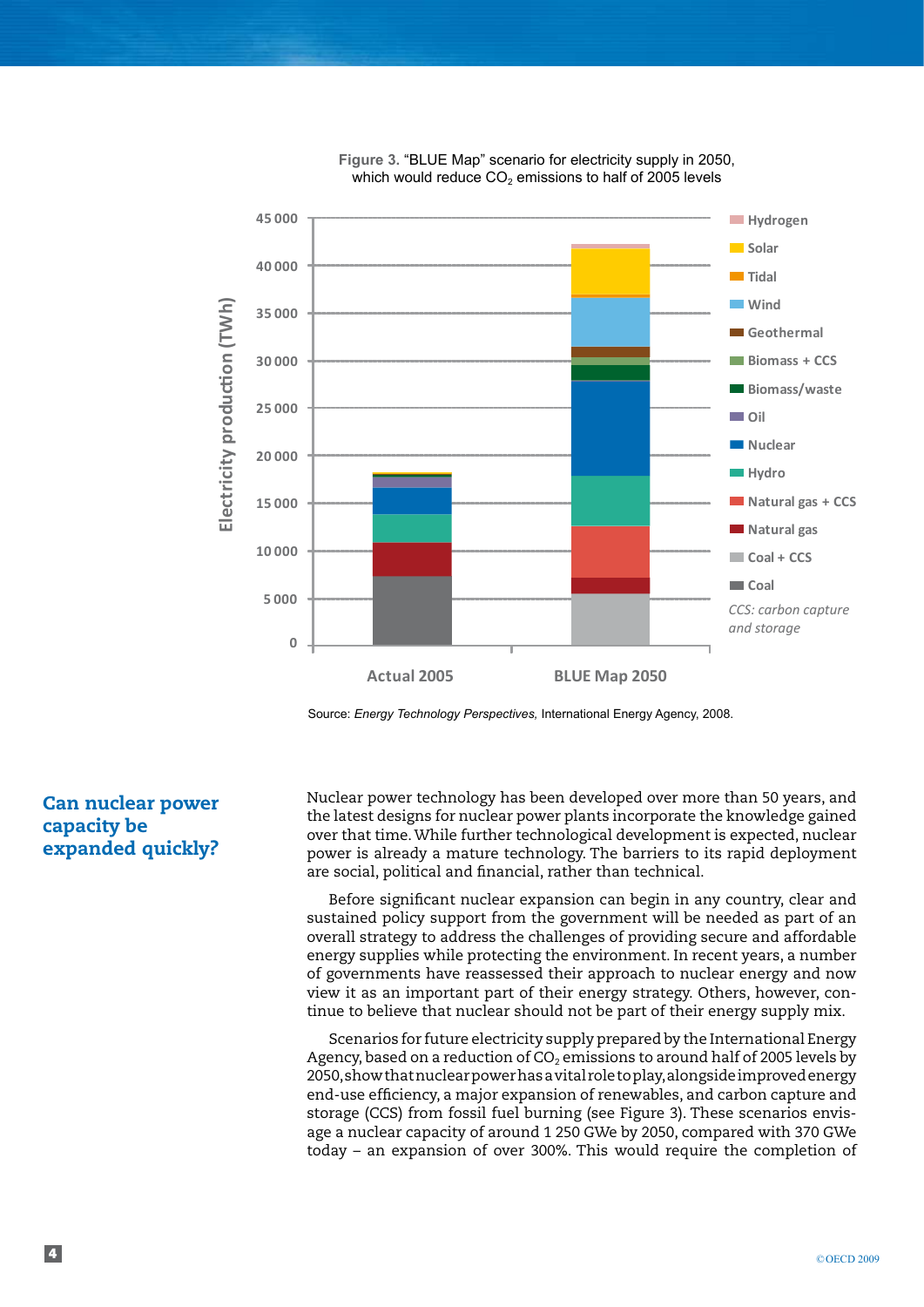Figure 3. "BLUE Map" scenario for electricity supply in 2050, which would reduce $CO_2$ emissions to half of 2005 levels

Electricity production (TWh)

45 000
40 000
35 000
30 000
25 000
20 000
15 000
10 000
5 000
0

Actual 2005
BLUE Map 2050

Hydrogen
Solar
Tidal
Wind
Geothermal
Biomass + CCS
Biomass/waste
Oil
Nuclear
Hydro
Natural gas + CCS
Natural gas
Coal + CCS
Coal

*CCS: carbon capture and storage*

Source: *Energy Technology Perspectives,* International Energy Agency, 2008.

## Can nuclear power capacity be expanded quickly?

Nuclear power technology has been developed over more than 50 years, and the latest designs for nuclear power plants incorporate the knowledge gained over that time. While further technological development is expected, nuclear power is already a mature technology. The barriers to its rapid deployment are social, political and financial, rather than technical.

Before significant nuclear expansion can begin in any country, clear and sustained policy support from the government will be needed as part of an overall strategy to address the challenges of providing secure and affordable energy supplies while protecting the environment. In recent years, a number of governments have reassessed their approach to nuclear energy and now view it as an important part of their energy strategy. Others, however, continue to believe that nuclear should not be part of their energy supply mix.

Scenarios for future electricity supply prepared by the International Energy Agency, based on a reduction of $CO_2$ emissions to around half of 2005 levels by 2050, show that nuclear power has a vital role to play, alongside improved energy end-use efficiency, a major expansion of renewables, and carbon capture and storage (CCS) from fossil fuel burning (see Figure 3). These scenarios envisage a nuclear capacity of around 1 250 GWe by 2050, compared with 370 GWe today – an expansion of over 300%. This would require the completion of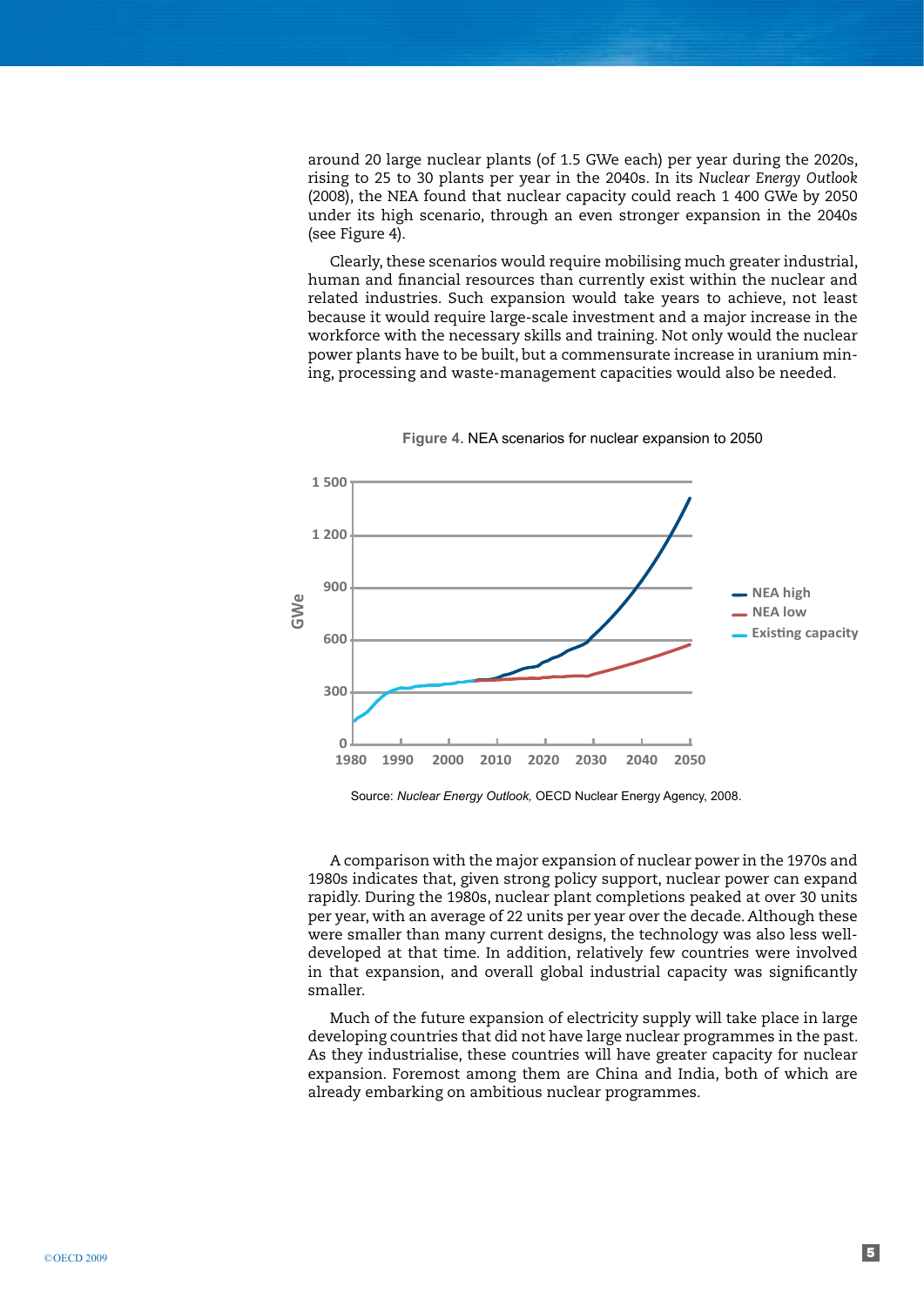around 20 large nuclear plants (of 1.5 GWe each) per year during the 2020s, rising to 25 to 30 plants per year in the 2040s. In its *Nuclear Energy Outlook* (2008), the NEA found that nuclear capacity could reach 1 400 GWe by 2050 under its high scenario, through an even stronger expansion in the 2040s (see Figure 4).

Clearly, these scenarios would require mobilising much greater industrial, human and financial resources than currently exist within the nuclear and related industries. Such expansion would take years to achieve, not least because it would require large-scale investment and a major increase in the workforce with the necessary skills and training. Not only would the nuclear power plants have to be built, but a commensurate increase in uranium mining, processing and waste-management capacities would also be needed.

**Figure 4.** NEA scenarios for nuclear expansion to 2050

GWe
1 500
1 200
900
600
300
0
1980 1990 2000 2010 2020 2030 2040 2050
NEA high
NEA low
Existing capacity

Source: *Nuclear Energy Outlook,* OECD Nuclear Energy Agency, 2008.

A comparison with the major expansion of nuclear power in the 1970s and 1980s indicates that, given strong policy support, nuclear power can expand rapidly. During the 1980s, nuclear plant completions peaked at over 30 units per year, with an average of 22 units per year over the decade. Although these were smaller than many current designs, the technology was also less well-developed at that time. In addition, relatively few countries were involved in that expansion, and overall global industrial capacity was significantly smaller.

Much of the future expansion of electricity supply will take place in large developing countries that did not have large nuclear programmes in the past. As they industrialise, these countries will have greater capacity for nuclear expansion. Foremost among them are China and India, both of which are already embarking on ambitious nuclear programmes.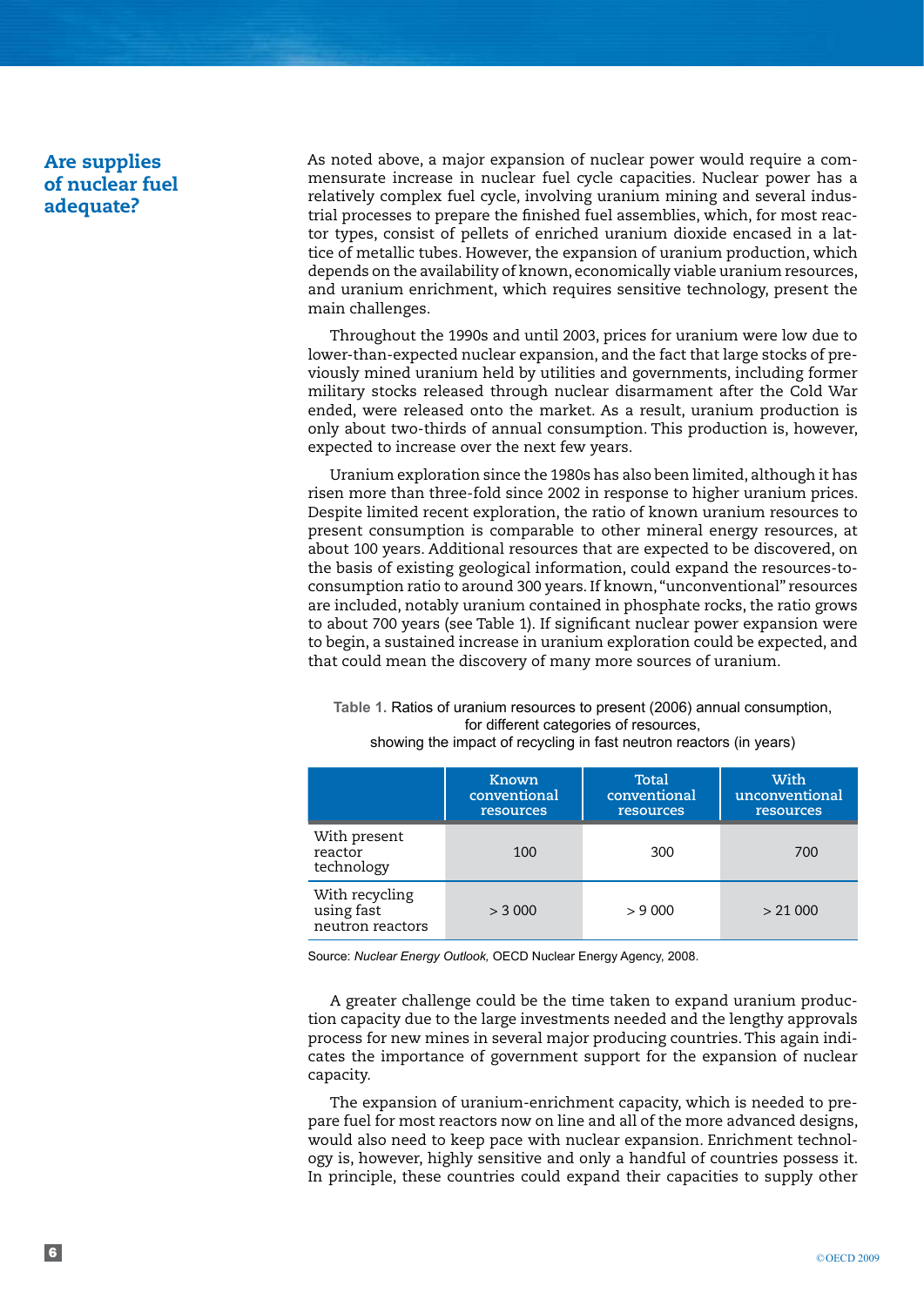## Are supplies of nuclear fuel adequate?

As noted above, a major expansion of nuclear power would require a commensurate increase in nuclear fuel cycle capacities. Nuclear power has a relatively complex fuel cycle, involving uranium mining and several industrial processes to prepare the finished fuel assemblies, which, for most reactor types, consist of pellets of enriched uranium dioxide encased in a lattice of metallic tubes. However, the expansion of uranium production, which depends on the availability of known, economically viable uranium resources, and uranium enrichment, which requires sensitive technology, present the main challenges.

Throughout the 1990s and until 2003, prices for uranium were low due to lower-than-expected nuclear expansion, and the fact that large stocks of previously mined uranium held by utilities and governments, including former military stocks released through nuclear disarmament after the Cold War ended, were released onto the market. As a result, uranium production is only about two-thirds of annual consumption. This production is, however, expected to increase over the next few years.

Uranium exploration since the 1980s has also been limited, although it has risen more than three-fold since 2002 in response to higher uranium prices. Despite limited recent exploration, the ratio of known uranium resources to present consumption is comparable to other mineral energy resources, at about 100 years. Additional resources that are expected to be discovered, on the basis of existing geological information, could expand the resources-to-consumption ratio to around 300 years. If known, "unconventional" resources are included, notably uranium contained in phosphate rocks, the ratio grows to about 700 years (see Table 1). If significant nuclear power expansion were to begin, a sustained increase in uranium exploration could be expected, and that could mean the discovery of many more sources of uranium.

**Table 1.** Ratios of uranium resources to present (2006) annual consumption, for different categories of resources, showing the impact of recycling in fast neutron reactors (in years)

| | Known conventional resources | Total conventional resources | With unconventional resources |
|---|---|---|---|
| With present reactor technology | 100 | 300 | 700 |
| With recycling using fast neutron reactors | > 3 000 | > 9 000 | > 21 000 |

Source: *Nuclear Energy Outlook*, OECD Nuclear Energy Agency, 2008.

A greater challenge could be the time taken to expand uranium production capacity due to the large investments needed and the lengthy approvals process for new mines in several major producing countries. This again indicates the importance of government support for the expansion of nuclear capacity.

The expansion of uranium-enrichment capacity, which is needed to prepare fuel for most reactors now on line and all of the more advanced designs, would also need to keep pace with nuclear expansion. Enrichment technology is, however, highly sensitive and only a handful of countries possess it. In principle, these countries could expand their capacities to supply other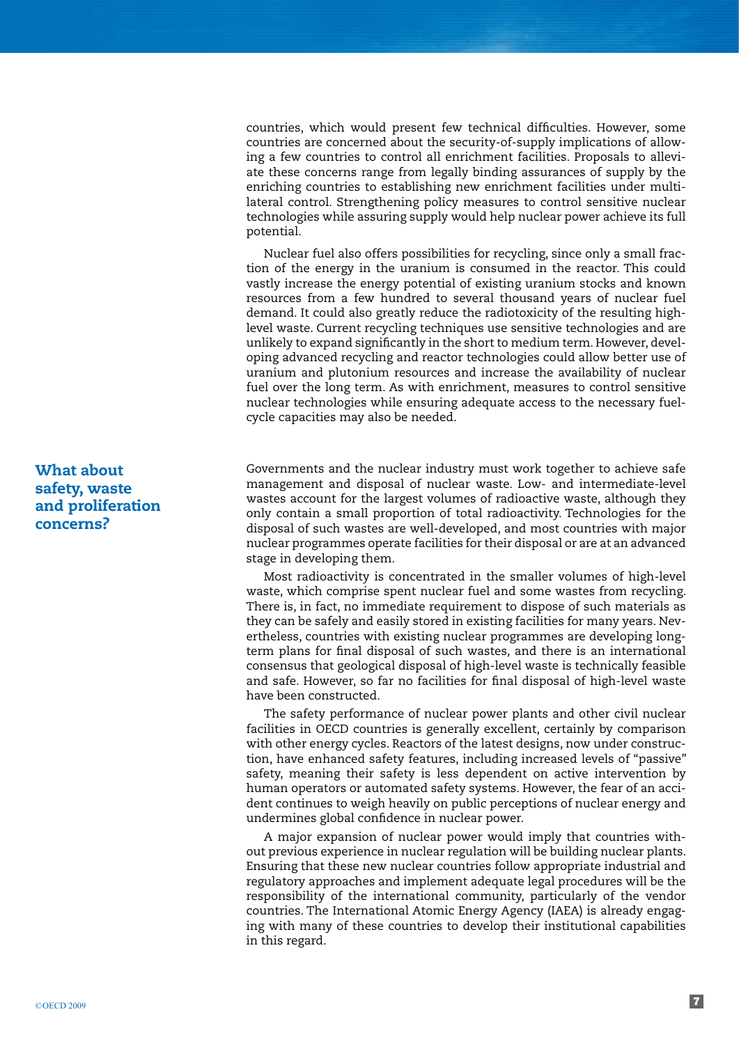countries, which would present few technical difficulties. However, some countries are concerned about the security-of-supply implications of allowing a few countries to control all enrichment facilities. Proposals to alleviate these concerns range from legally binding assurances of supply by the enriching countries to establishing new enrichment facilities under multilateral control. Strengthening policy measures to control sensitive nuclear technologies while assuring supply would help nuclear power achieve its full potential.

Nuclear fuel also offers possibilities for recycling, since only a small fraction of the energy in the uranium is consumed in the reactor. This could vastly increase the energy potential of existing uranium stocks and known resources from a few hundred to several thousand years of nuclear fuel demand. It could also greatly reduce the radiotoxicity of the resulting high-level waste. Current recycling techniques use sensitive technologies and are unlikely to expand significantly in the short to medium term. However, developing advanced recycling and reactor technologies could allow better use of uranium and plutonium resources and increase the availability of nuclear fuel over the long term. As with enrichment, measures to control sensitive nuclear technologies while ensuring adequate access to the necessary fuel-cycle capacities may also be needed.

## What about safety, waste and proliferation concerns?

Governments and the nuclear industry must work together to achieve safe management and disposal of nuclear waste. Low- and intermediate-level wastes account for the largest volumes of radioactive waste, although they only contain a small proportion of total radioactivity. Technologies for the disposal of such wastes are well-developed, and most countries with major nuclear programmes operate facilities for their disposal or are at an advanced stage in developing them.

Most radioactivity is concentrated in the smaller volumes of high-level waste, which comprise spent nuclear fuel and some wastes from recycling. There is, in fact, no immediate requirement to dispose of such materials as they can be safely and easily stored in existing facilities for many years. Nevertheless, countries with existing nuclear programmes are developing long-term plans for final disposal of such wastes, and there is an international consensus that geological disposal of high-level waste is technically feasible and safe. However, so far no facilities for final disposal of high-level waste have been constructed.

The safety performance of nuclear power plants and other civil nuclear facilities in OECD countries is generally excellent, certainly by comparison with other energy cycles. Reactors of the latest designs, now under construction, have enhanced safety features, including increased levels of "passive" safety, meaning their safety is less dependent on active intervention by human operators or automated safety systems. However, the fear of an accident continues to weigh heavily on public perceptions of nuclear energy and undermines global confidence in nuclear power.

A major expansion of nuclear power would imply that countries without previous experience in nuclear regulation will be building nuclear plants. Ensuring that these new nuclear countries follow appropriate industrial and regulatory approaches and implement adequate legal procedures will be the responsibility of the international community, particularly of the vendor countries. The International Atomic Energy Agency (IAEA) is already engaging with many of these countries to develop their institutional capabilities in this regard.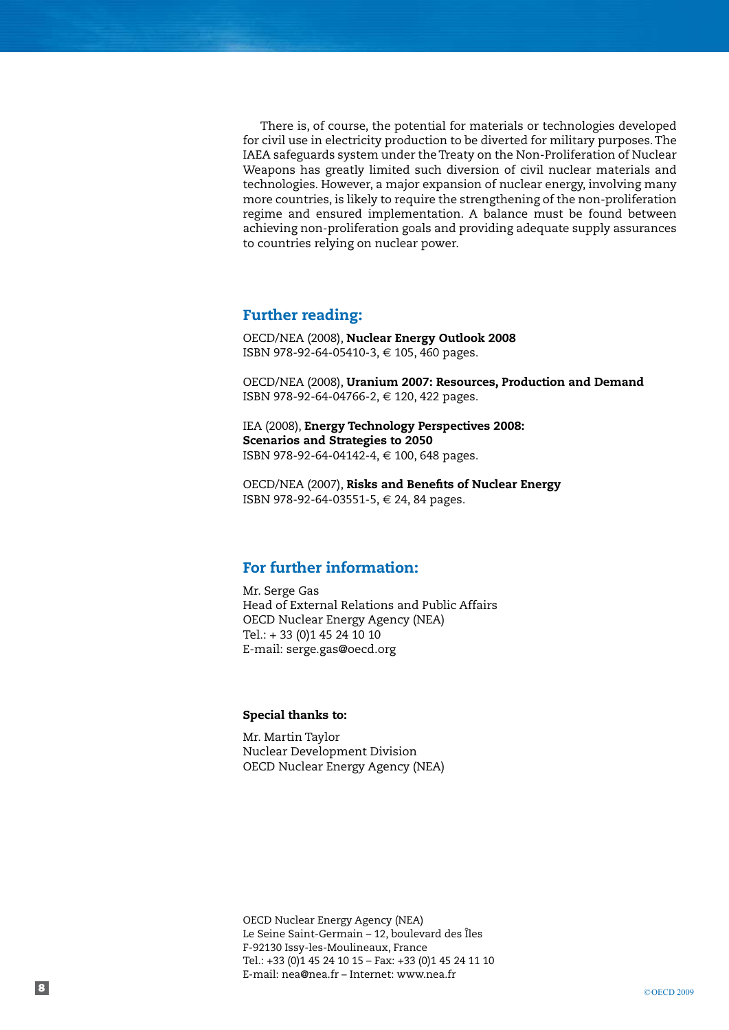There is, of course, the potential for materials or technologies developed for civil use in electricity production to be diverted for military purposes. The IAEA safeguards system under the Treaty on the Non-Proliferation of Nuclear Weapons has greatly limited such diversion of civil nuclear materials and technologies. However, a major expansion of nuclear energy, involving many more countries, is likely to require the strengthening of the non-proliferation regime and ensured implementation. A balance must be found between achieving non-proliferation goals and providing adequate supply assurances to countries relying on nuclear power.

## Further reading:

OECD/NEA (2008), **Nuclear Energy Outlook 2008**
ISBN 978-92-64-05410-3, € 105, 460 pages.

OECD/NEA (2008), **Uranium 2007: Resources, Production and Demand**
ISBN 978-92-64-04766-2, € 120, 422 pages.

IEA (2008), **Energy Technology Perspectives 2008: Scenarios and Strategies to 2050**
ISBN 978-92-64-04142-4, € 100, 648 pages.

OECD/NEA (2007), **Risks and Benefits of Nuclear Energy**
ISBN 978-92-64-03551-5, € 24, 84 pages.

## For further information:

Mr. Serge Gas
Head of External Relations and Public Affairs
OECD Nuclear Energy Agency (NEA)
Tel.: + 33 (0)1 45 24 10 10
E-mail: serge.gas@oecd.org

**Special thanks to:**

Mr. Martin Taylor
Nuclear Development Division
OECD Nuclear Energy Agency (NEA)

OECD Nuclear Energy Agency (NEA)
Le Seine Saint-Germain – 12, boulevard des Îles
F-92130 Issy-les-Moulineaux, France
Tel.: +33 (0)1 45 24 10 15 – Fax: +33 (0)1 45 24 11 10
E-mail: nea@nea.fr – Internet: www.nea.fr

©OECD 2009